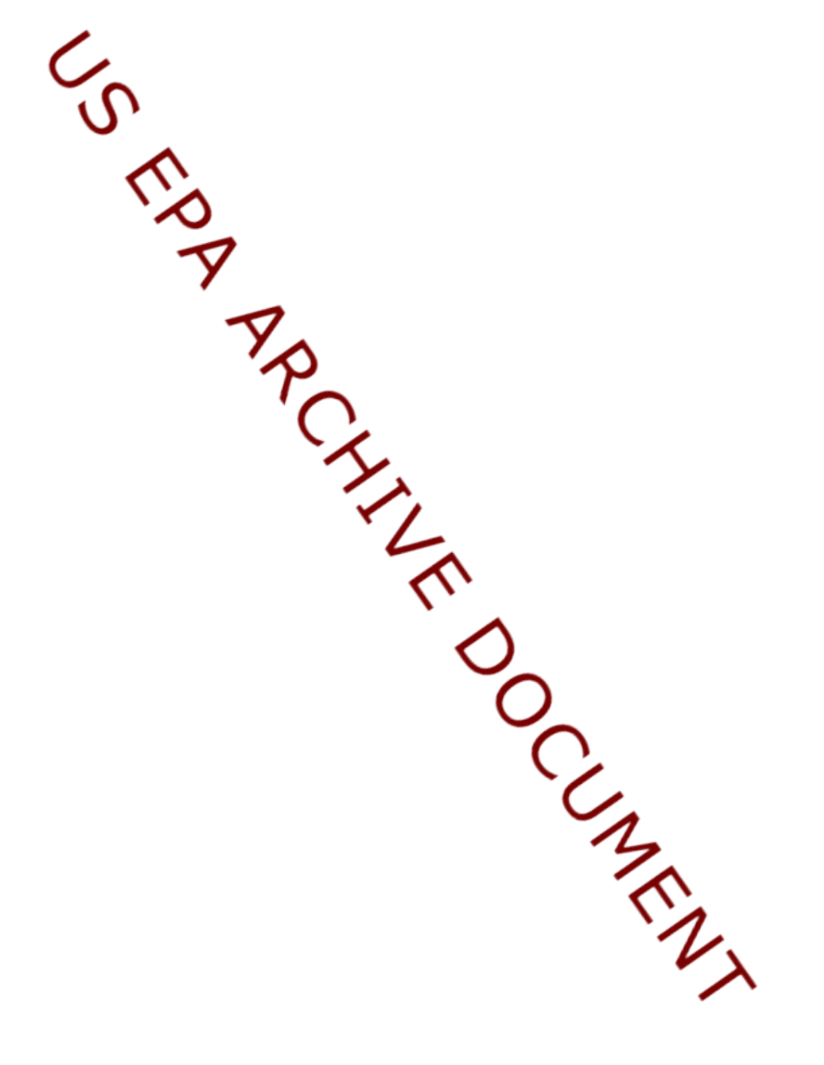US EPA ARCHIVE DOCUMENT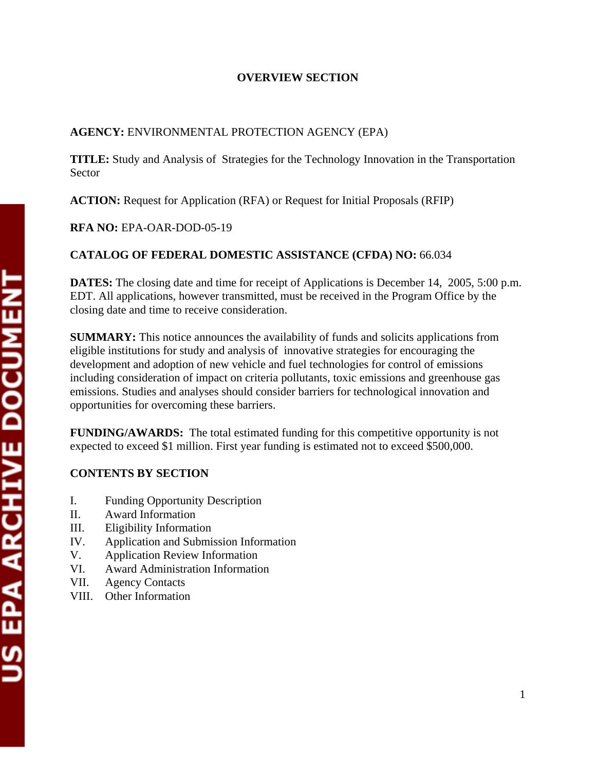## OVERVIEW SECTION

**AGENCY:** ENVIRONMENTAL PROTECTION AGENCY (EPA)

**TITLE:** Study and Analysis of Strategies for the Technology Innovation in the Transportation Sector

**ACTION:** Request for Application (RFA) or Request for Initial Proposals (RFIP)

**RFA NO:** EPA-OAR-DOD-05-19

**CATALOG OF FEDERAL DOMESTIC ASSISTANCE (CFDA) NO:** 66.034

**DATES:** The closing date and time for receipt of Applications is December 14, 2005, 5:00 p.m. EDT. All applications, however transmitted, must be received in the Program Office by the closing date and time to receive consideration.

**SUMMARY:** This notice announces the availability of funds and solicits applications from eligible institutions for study and analysis of innovative strategies for encouraging the development and adoption of new vehicle and fuel technologies for control of emissions including consideration of impact on criteria pollutants, toxic emissions and greenhouse gas emissions. Studies and analyses should consider barriers for technological innovation and opportunities for overcoming these barriers.

**FUNDING/AWARDS:** The total estimated funding for this competitive opportunity is not expected to exceed $1 million. First year funding is estimated not to exceed $500,000.

**CONTENTS BY SECTION**

I. Funding Opportunity Description
II. Award Information
III. Eligibility Information
IV. Application and Submission Information
V. Application Review Information
VI. Award Administration Information
VII. Agency Contacts
VIII. Other Information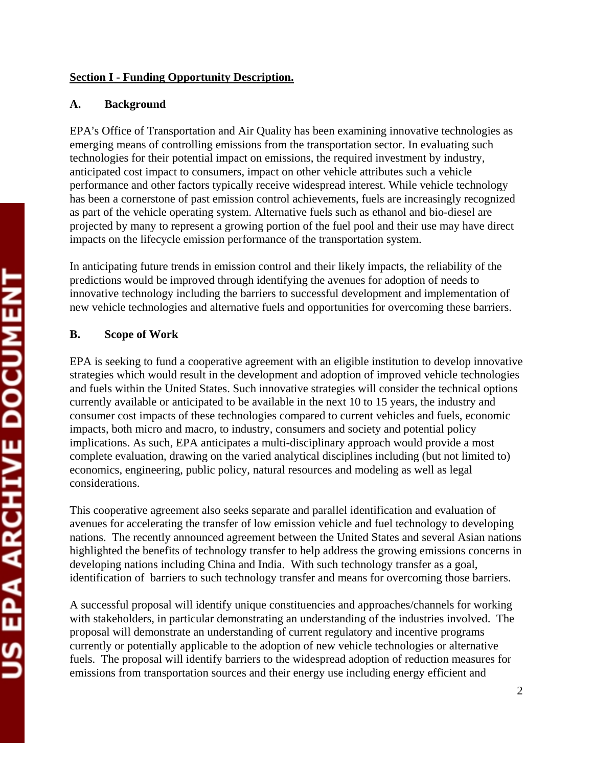**<u>Section I - Funding Opportunity Description.</u>**

**A. Background**

EPA's Office of Transportation and Air Quality has been examining innovative technologies as emerging means of controlling emissions from the transportation sector. In evaluating such technologies for their potential impact on emissions, the required investment by industry, anticipated cost impact to consumers, impact on other vehicle attributes such a vehicle performance and other factors typically receive widespread interest. While vehicle technology has been a cornerstone of past emission control achievements, fuels are increasingly recognized as part of the vehicle operating system. Alternative fuels such as ethanol and bio-diesel are projected by many to represent a growing portion of the fuel pool and their use may have direct impacts on the lifecycle emission performance of the transportation system.

In anticipating future trends in emission control and their likely impacts, the reliability of the predictions would be improved through identifying the avenues for adoption of needs to innovative technology including the barriers to successful development and implementation of new vehicle technologies and alternative fuels and opportunities for overcoming these barriers.

**B. Scope of Work**

EPA is seeking to fund a cooperative agreement with an eligible institution to develop innovative strategies which would result in the development and adoption of improved vehicle technologies and fuels within the United States. Such innovative strategies will consider the technical options currently available or anticipated to be available in the next 10 to 15 years, the industry and consumer cost impacts of these technologies compared to current vehicles and fuels, economic impacts, both micro and macro, to industry, consumers and society and potential policy implications. As such, EPA anticipates a multi-disciplinary approach would provide a most complete evaluation, drawing on the varied analytical disciplines including (but not limited to) economics, engineering, public policy, natural resources and modeling as well as legal considerations.

This cooperative agreement also seeks separate and parallel identification and evaluation of avenues for accelerating the transfer of low emission vehicle and fuel technology to developing nations. The recently announced agreement between the United States and several Asian nations highlighted the benefits of technology transfer to help address the growing emissions concerns in developing nations including China and India. With such technology transfer as a goal, identification of barriers to such technology transfer and means for overcoming those barriers.

A successful proposal will identify unique constituencies and approaches/channels for working with stakeholders, in particular demonstrating an understanding of the industries involved. The proposal will demonstrate an understanding of current regulatory and incentive programs currently or potentially applicable to the adoption of new vehicle technologies or alternative fuels. The proposal will identify barriers to the widespread adoption of reduction measures for emissions from transportation sources and their energy use including energy efficient and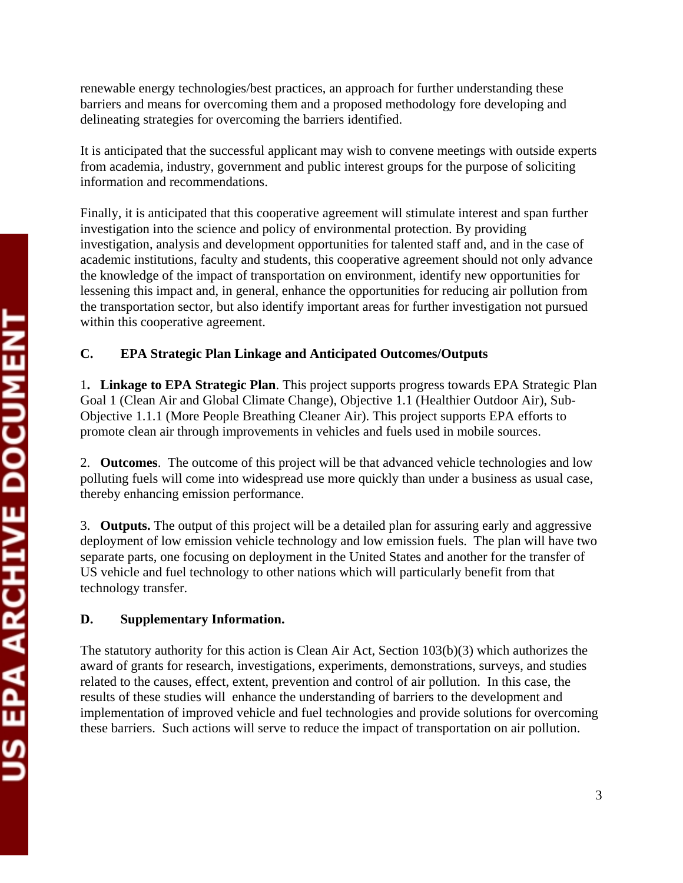renewable energy technologies/best practices, an approach for further understanding these barriers and means for overcoming them and a proposed methodology fore developing and delineating strategies for overcoming the barriers identified.

It is anticipated that the successful applicant may wish to convene meetings with outside experts from academia, industry, government and public interest groups for the purpose of soliciting information and recommendations.

Finally, it is anticipated that this cooperative agreement will stimulate interest and span further investigation into the science and policy of environmental protection. By providing investigation, analysis and development opportunities for talented staff and, and in the case of academic institutions, faculty and students, this cooperative agreement should not only advance the knowledge of the impact of transportation on environment, identify new opportunities for lessening this impact and, in general, enhance the opportunities for reducing air pollution from the transportation sector, but also identify important areas for further investigation not pursued within this cooperative agreement.

### C. EPA Strategic Plan Linkage and Anticipated Outcomes/Outputs

1. **Linkage to EPA Strategic Plan**. This project supports progress towards EPA Strategic Plan Goal 1 (Clean Air and Global Climate Change), Objective 1.1 (Healthier Outdoor Air), Sub-Objective 1.1.1 (More People Breathing Cleaner Air). This project supports EPA efforts to promote clean air through improvements in vehicles and fuels used in mobile sources.

2. **Outcomes**. The outcome of this project will be that advanced vehicle technologies and low polluting fuels will come into widespread use more quickly than under a business as usual case, thereby enhancing emission performance.

3. **Outputs.** The output of this project will be a detailed plan for assuring early and aggressive deployment of low emission vehicle technology and low emission fuels. The plan will have two separate parts, one focusing on deployment in the United States and another for the transfer of US vehicle and fuel technology to other nations which will particularly benefit from that technology transfer.

### D. Supplementary Information.

The statutory authority for this action is Clean Air Act, Section 103(b)(3) which authorizes the award of grants for research, investigations, experiments, demonstrations, surveys, and studies related to the causes, effect, extent, prevention and control of air pollution. In this case, the results of these studies will enhance the understanding of barriers to the development and implementation of improved vehicle and fuel technologies and provide solutions for overcoming these barriers. Such actions will serve to reduce the impact of transportation on air pollution.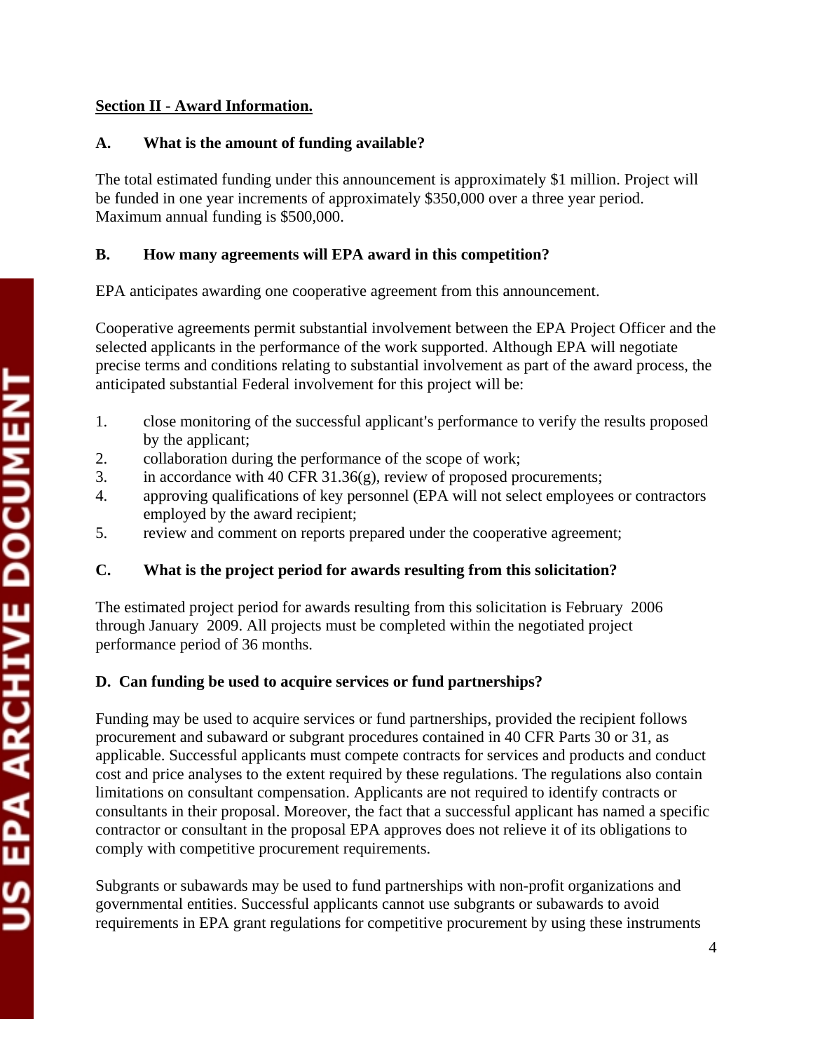**Section II - Award Information.**

**A. What is the amount of funding available?**

The total estimated funding under this announcement is approximately $1 million. Project will be funded in one year increments of approximately $350,000 over a three year period. Maximum annual funding is $500,000.

**B. How many agreements will EPA award in this competition?**

EPA anticipates awarding one cooperative agreement from this announcement.

Cooperative agreements permit substantial involvement between the EPA Project Officer and the selected applicants in the performance of the work supported. Although EPA will negotiate precise terms and conditions relating to substantial involvement as part of the award process, the anticipated substantial Federal involvement for this project will be:

1. close monitoring of the successful applicant's performance to verify the results proposed by the applicant;
2. collaboration during the performance of the scope of work;
3. in accordance with 40 CFR 31.36(g), review of proposed procurements;
4. approving qualifications of key personnel (EPA will not select employees or contractors employed by the award recipient;
5. review and comment on reports prepared under the cooperative agreement;

**C. What is the project period for awards resulting from this solicitation?**

The estimated project period for awards resulting from this solicitation is February 2006 through January 2009. All projects must be completed within the negotiated project performance period of 36 months.

**D. Can funding be used to acquire services or fund partnerships?**

Funding may be used to acquire services or fund partnerships, provided the recipient follows procurement and subaward or subgrant procedures contained in 40 CFR Parts 30 or 31, as applicable. Successful applicants must compete contracts for services and products and conduct cost and price analyses to the extent required by these regulations. The regulations also contain limitations on consultant compensation. Applicants are not required to identify contracts or consultants in their proposal. Moreover, the fact that a successful applicant has named a specific contractor or consultant in the proposal EPA approves does not relieve it of its obligations to comply with competitive procurement requirements.

Subgrants or subawards may be used to fund partnerships with non-profit organizations and governmental entities. Successful applicants cannot use subgrants or subawards to avoid requirements in EPA grant regulations for competitive procurement by using these instruments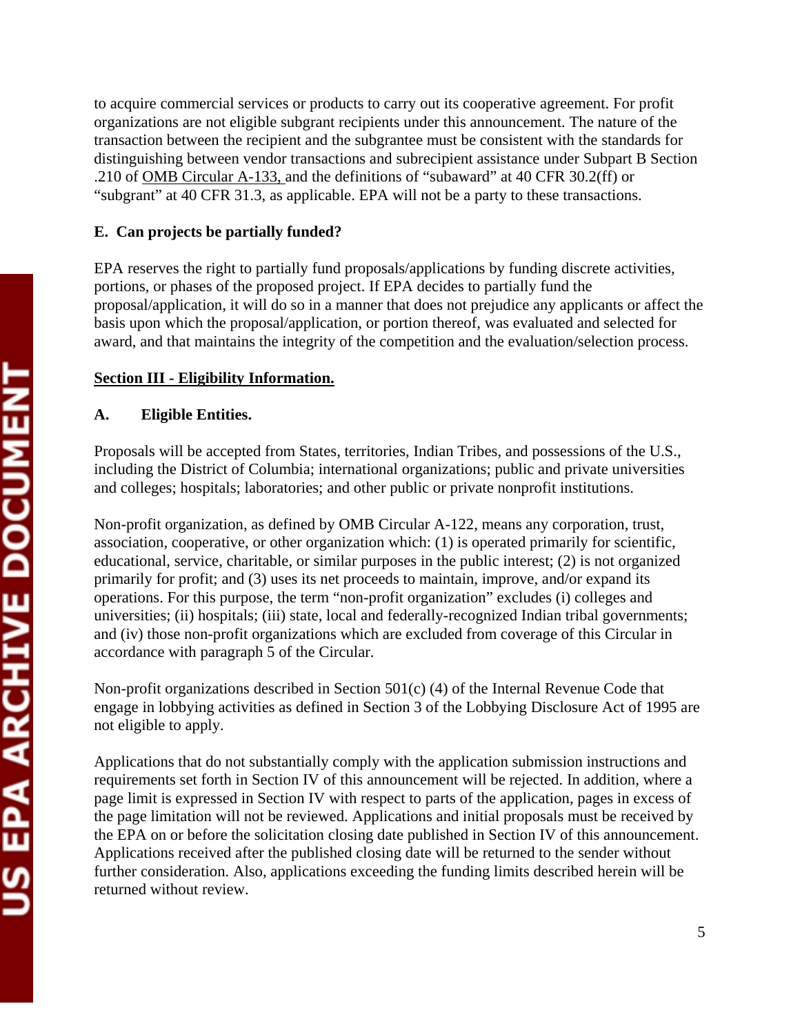to acquire commercial services or products to carry out its cooperative agreement. For profit organizations are not eligible subgrant recipients under this announcement. The nature of the transaction between the recipient and the subgrantee must be consistent with the standards for distinguishing between vendor transactions and subrecipient assistance under Subpart B Section .210 of OMB Circular A-133, and the definitions of "subaward" at 40 CFR 30.2(ff) or "subgrant" at 40 CFR 31.3, as applicable. EPA will not be a party to these transactions.

**E. Can projects be partially funded?**

EPA reserves the right to partially fund proposals/applications by funding discrete activities, portions, or phases of the proposed project. If EPA decides to partially fund the proposal/application, it will do so in a manner that does not prejudice any applicants or affect the basis upon which the proposal/application, or portion thereof, was evaluated and selected for award, and that maintains the integrity of the competition and the evaluation/selection process.

## Section III - Eligibility Information.

**A. Eligible Entities.**

Proposals will be accepted from States, territories, Indian Tribes, and possessions of the U.S., including the District of Columbia; international organizations; public and private universities and colleges; hospitals; laboratories; and other public or private nonprofit institutions.

Non-profit organization, as defined by OMB Circular A-122, means any corporation, trust, association, cooperative, or other organization which: (1) is operated primarily for scientific, educational, service, charitable, or similar purposes in the public interest; (2) is not organized primarily for profit; and (3) uses its net proceeds to maintain, improve, and/or expand its operations. For this purpose, the term "non-profit organization" excludes (i) colleges and universities; (ii) hospitals; (iii) state, local and federally-recognized Indian tribal governments; and (iv) those non-profit organizations which are excluded from coverage of this Circular in accordance with paragraph 5 of the Circular.

Non-profit organizations described in Section 501(c) (4) of the Internal Revenue Code that engage in lobbying activities as defined in Section 3 of the Lobbying Disclosure Act of 1995 are not eligible to apply.

Applications that do not substantially comply with the application submission instructions and requirements set forth in Section IV of this announcement will be rejected. In addition, where a page limit is expressed in Section IV with respect to parts of the application, pages in excess of the page limitation will not be reviewed. Applications and initial proposals must be received by the EPA on or before the solicitation closing date published in Section IV of this announcement. Applications received after the published closing date will be returned to the sender without further consideration. Also, applications exceeding the funding limits described herein will be returned without review.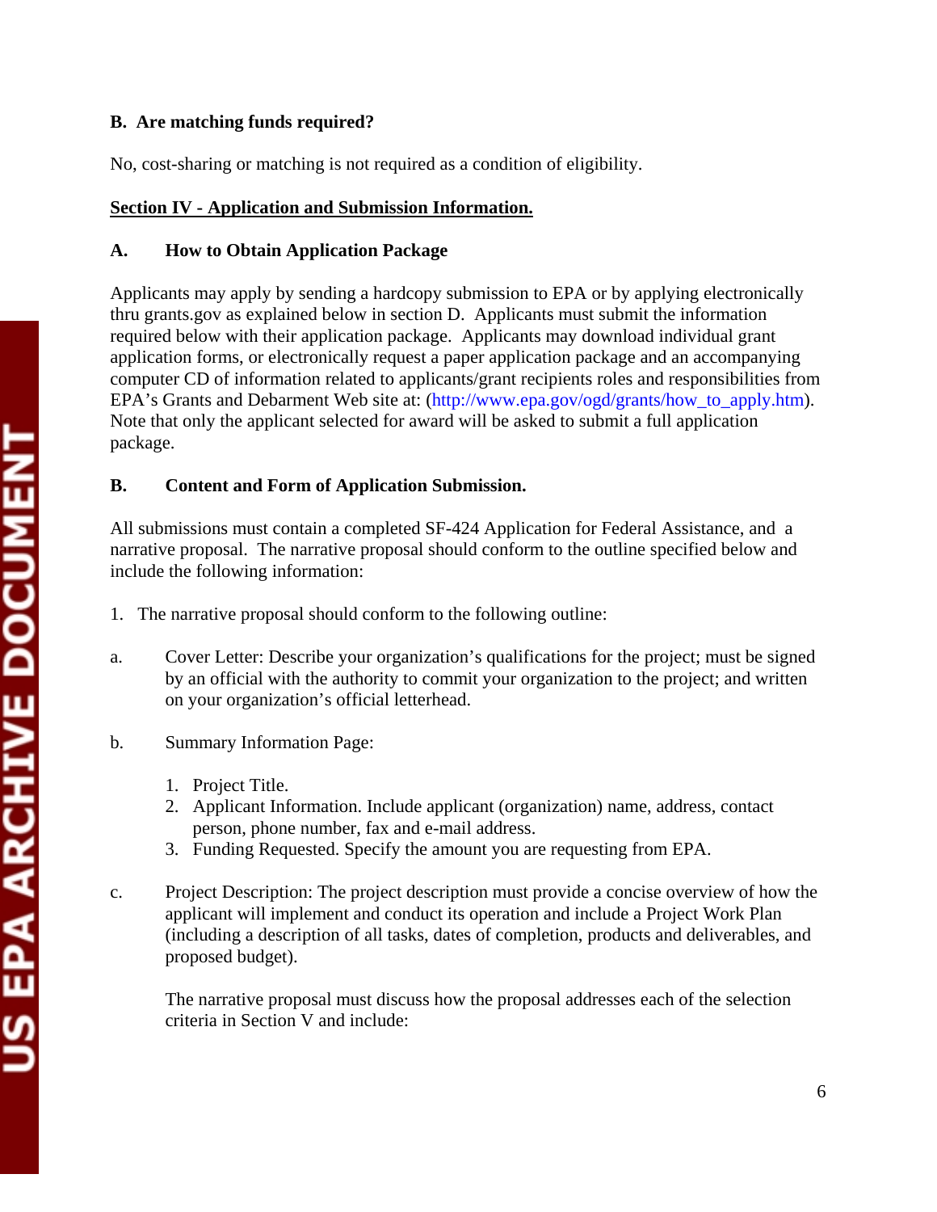**B. Are matching funds required?**

No, cost-sharing or matching is not required as a condition of eligibility.

## Section IV - Application and Submission Information.

**A. How to Obtain Application Package**

Applicants may apply by sending a hardcopy submission to EPA or by applying electronically thru grants.gov as explained below in section D. Applicants must submit the information required below with their application package. Applicants may download individual grant application forms, or electronically request a paper application package and an accompanying computer CD of information related to applicants/grant recipients roles and responsibilities from EPA's Grants and Debarment Web site at: (http://www.epa.gov/ogd/grants/how_to_apply.htm). Note that only the applicant selected for award will be asked to submit a full application package.

**B. Content and Form of Application Submission.**

All submissions must contain a completed SF-424 Application for Federal Assistance, and a narrative proposal. The narrative proposal should conform to the outline specified below and include the following information:

1. The narrative proposal should conform to the following outline:

a. Cover Letter: Describe your organization's qualifications for the project; must be signed by an official with the authority to commit your organization to the project; and written on your organization's official letterhead.

b. Summary Information Page:

   1. Project Title.
   2. Applicant Information. Include applicant (organization) name, address, contact person, phone number, fax and e-mail address.
   3. Funding Requested. Specify the amount you are requesting from EPA.

c. Project Description: The project description must provide a concise overview of how the applicant will implement and conduct its operation and include a Project Work Plan (including a description of all tasks, dates of completion, products and deliverables, and proposed budget).

   The narrative proposal must discuss how the proposal addresses each of the selection criteria in Section V and include: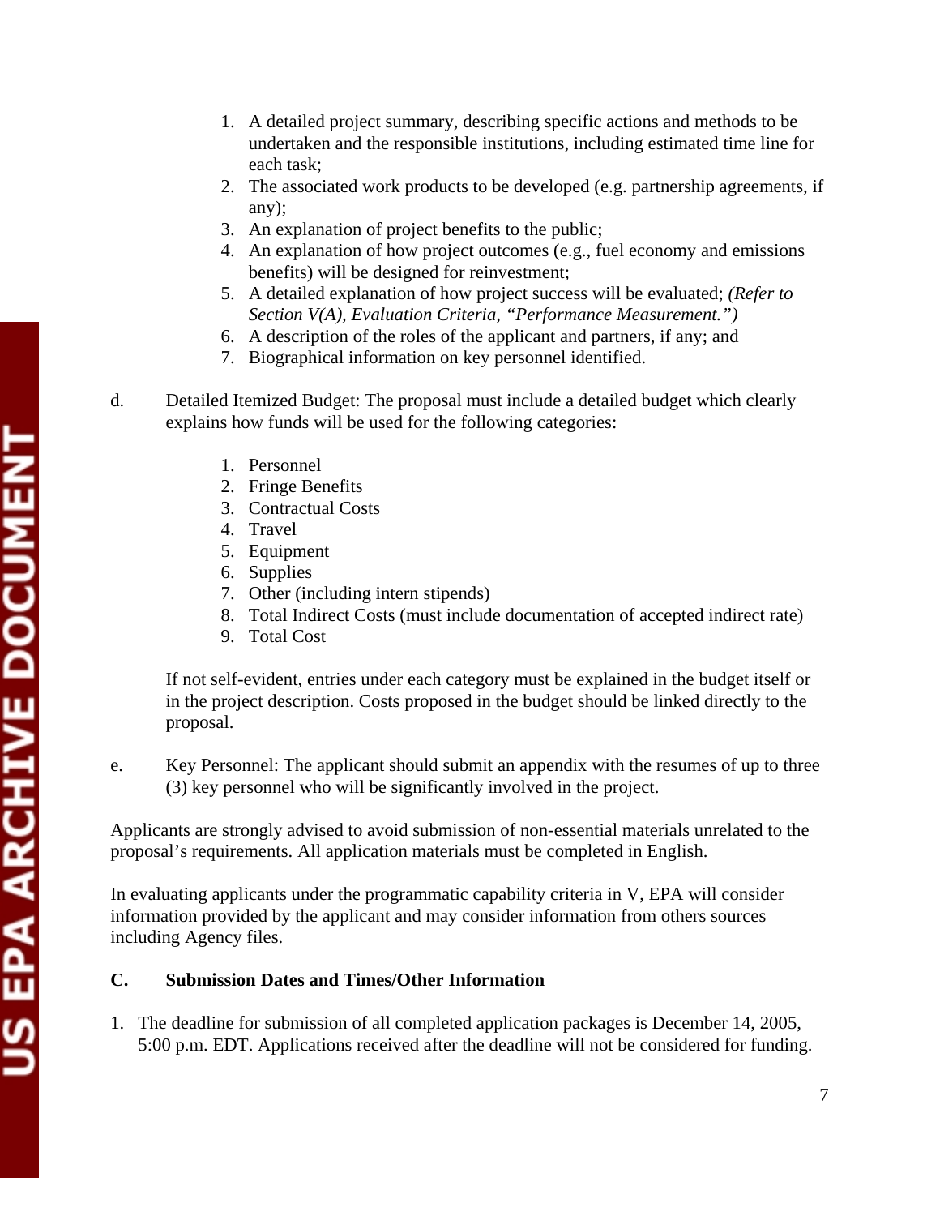1. A detailed project summary, describing specific actions and methods to be undertaken and the responsible institutions, including estimated time line for each task;
2. The associated work products to be developed (e.g. partnership agreements, if any);
3. An explanation of project benefits to the public;
4. An explanation of how project outcomes (e.g., fuel economy and emissions benefits) will be designed for reinvestment;
5. A detailed explanation of how project success will be evaluated; *(Refer to Section V(A), Evaluation Criteria, "Performance Measurement.")*
6. A description of the roles of the applicant and partners, if any; and
7. Biographical information on key personnel identified.

d. Detailed Itemized Budget: The proposal must include a detailed budget which clearly explains how funds will be used for the following categories:

1. Personnel
2. Fringe Benefits
3. Contractual Costs
4. Travel
5. Equipment
6. Supplies
7. Other (including intern stipends)
8. Total Indirect Costs (must include documentation of accepted indirect rate)
9. Total Cost

If not self-evident, entries under each category must be explained in the budget itself or in the project description. Costs proposed in the budget should be linked directly to the proposal.

e. Key Personnel: The applicant should submit an appendix with the resumes of up to three (3) key personnel who will be significantly involved in the project.

Applicants are strongly advised to avoid submission of non-essential materials unrelated to the proposal's requirements. All application materials must be completed in English.

In evaluating applicants under the programmatic capability criteria in V, EPA will consider information provided by the applicant and may consider information from others sources including Agency files.

### C. Submission Dates and Times/Other Information

1. The deadline for submission of all completed application packages is December 14, 2005, 5:00 p.m. EDT. Applications received after the deadline will not be considered for funding.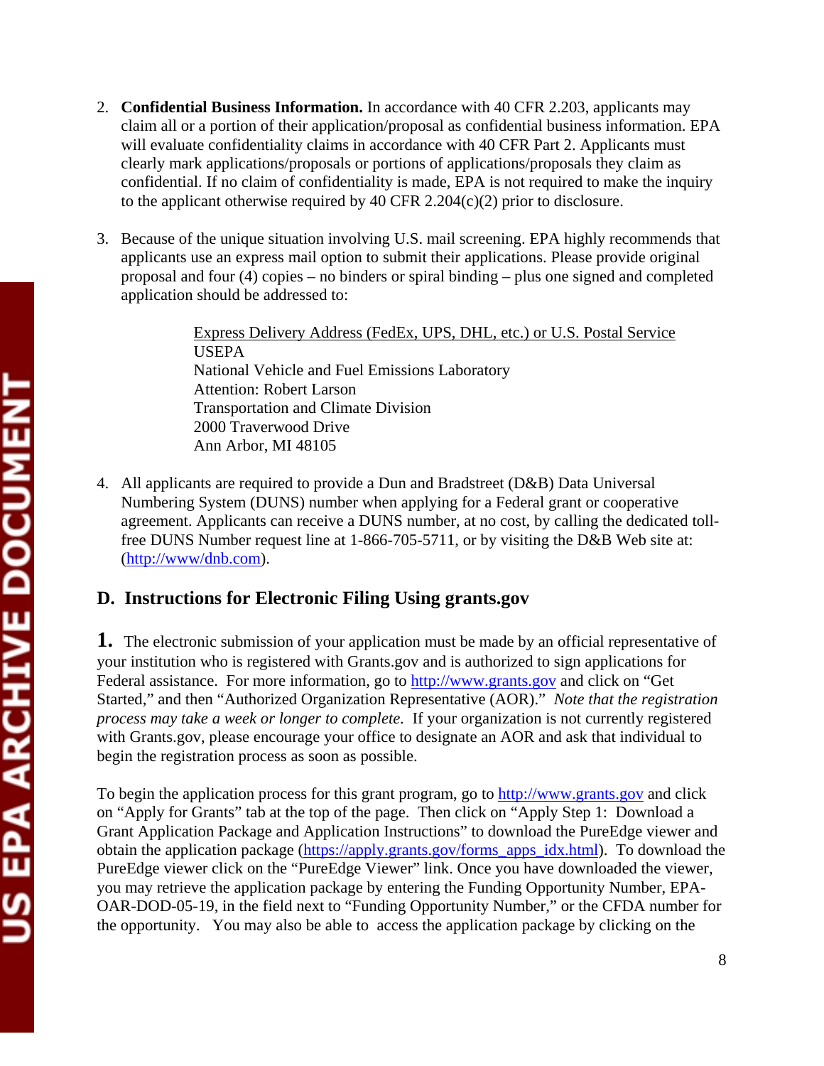2. **Confidential Business Information.** In accordance with 40 CFR 2.203, applicants may claim all or a portion of their application/proposal as confidential business information. EPA will evaluate confidentiality claims in accordance with 40 CFR Part 2. Applicants must clearly mark applications/proposals or portions of applications/proposals they claim as confidential. If no claim of confidentiality is made, EPA is not required to make the inquiry to the applicant otherwise required by 40 CFR 2.204(c)(2) prior to disclosure.

3. Because of the unique situation involving U.S. mail screening. EPA highly recommends that applicants use an express mail option to submit their applications. Please provide original proposal and four (4) copies – no binders or spiral binding – plus one signed and completed application should be addressed to:

   Express Delivery Address (FedEx, UPS, DHL, etc.) or U.S. Postal Service
   USEPA
   National Vehicle and Fuel Emissions Laboratory
   Attention: Robert Larson
   Transportation and Climate Division
   2000 Traverwood Drive
   Ann Arbor, MI 48105

4. All applicants are required to provide a Dun and Bradstreet (D&B) Data Universal Numbering System (DUNS) number when applying for a Federal grant or cooperative agreement. Applicants can receive a DUNS number, at no cost, by calling the dedicated toll-free DUNS Number request line at 1-866-705-5711, or by visiting the D&B Web site at: (http://www/dnb.com).

## D. Instructions for Electronic Filing Using grants.gov

**1.** The electronic submission of your application must be made by an official representative of your institution who is registered with Grants.gov and is authorized to sign applications for Federal assistance. For more information, go to http://www.grants.gov and click on "Get Started," and then "Authorized Organization Representative (AOR)." *Note that the registration process may take a week or longer to complete.* If your organization is not currently registered with Grants.gov, please encourage your office to designate an AOR and ask that individual to begin the registration process as soon as possible.

To begin the application process for this grant program, go to http://www.grants.gov and click on "Apply for Grants" tab at the top of the page. Then click on "Apply Step 1: Download a Grant Application Package and Application Instructions" to download the PureEdge viewer and obtain the application package (https://apply.grants.gov/forms_apps_idx.html). To download the PureEdge viewer click on the "PureEdge Viewer" link. Once you have downloaded the viewer, you may retrieve the application package by entering the Funding Opportunity Number, EPA-OAR-DOD-05-19, in the field next to "Funding Opportunity Number," or the CFDA number for the opportunity. You may also be able to access the application package by clicking on the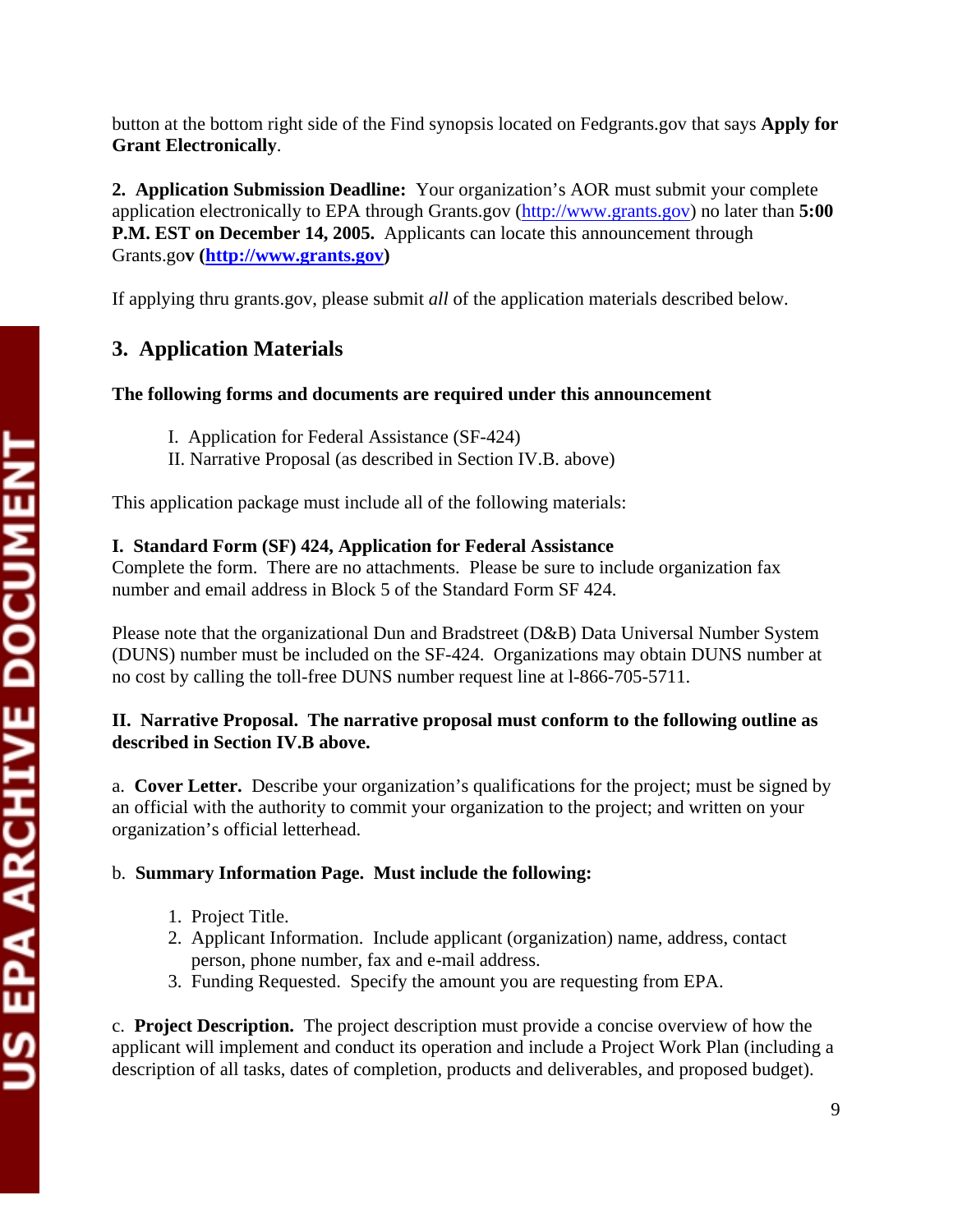button at the bottom right side of the Find synopsis located on Fedgrants.gov that says **Apply for Grant Electronically**.

**2. Application Submission Deadline:** Your organization's AOR must submit your complete application electronically to EPA through Grants.gov (http://www.grants.gov) no later than **5:00 P.M. EST on December 14, 2005.** Applicants can locate this announcement through Grants.go**v (http://www.grants.gov)**

If applying thru grants.gov, please submit *all* of the application materials described below.

## 3. Application Materials

**The following forms and documents are required under this announcement**

I. Application for Federal Assistance (SF-424)
II. Narrative Proposal (as described in Section IV.B. above)

This application package must include all of the following materials:

**I. Standard Form (SF) 424, Application for Federal Assistance**
Complete the form. There are no attachments. Please be sure to include organization fax number and email address in Block 5 of the Standard Form SF 424.

Please note that the organizational Dun and Bradstreet (D&B) Data Universal Number System (DUNS) number must be included on the SF-424. Organizations may obtain DUNS number at no cost by calling the toll-free DUNS number request line at l-866-705-5711.

**II. Narrative Proposal. The narrative proposal must conform to the following outline as described in Section IV.B above.**

a. **Cover Letter.** Describe your organization's qualifications for the project; must be signed by an official with the authority to commit your organization to the project; and written on your organization's official letterhead.

b. **Summary Information Page. Must include the following:**

1. Project Title.
2. Applicant Information. Include applicant (organization) name, address, contact person, phone number, fax and e-mail address.
3. Funding Requested. Specify the amount you are requesting from EPA.

c. **Project Description.** The project description must provide a concise overview of how the applicant will implement and conduct its operation and include a Project Work Plan (including a description of all tasks, dates of completion, products and deliverables, and proposed budget).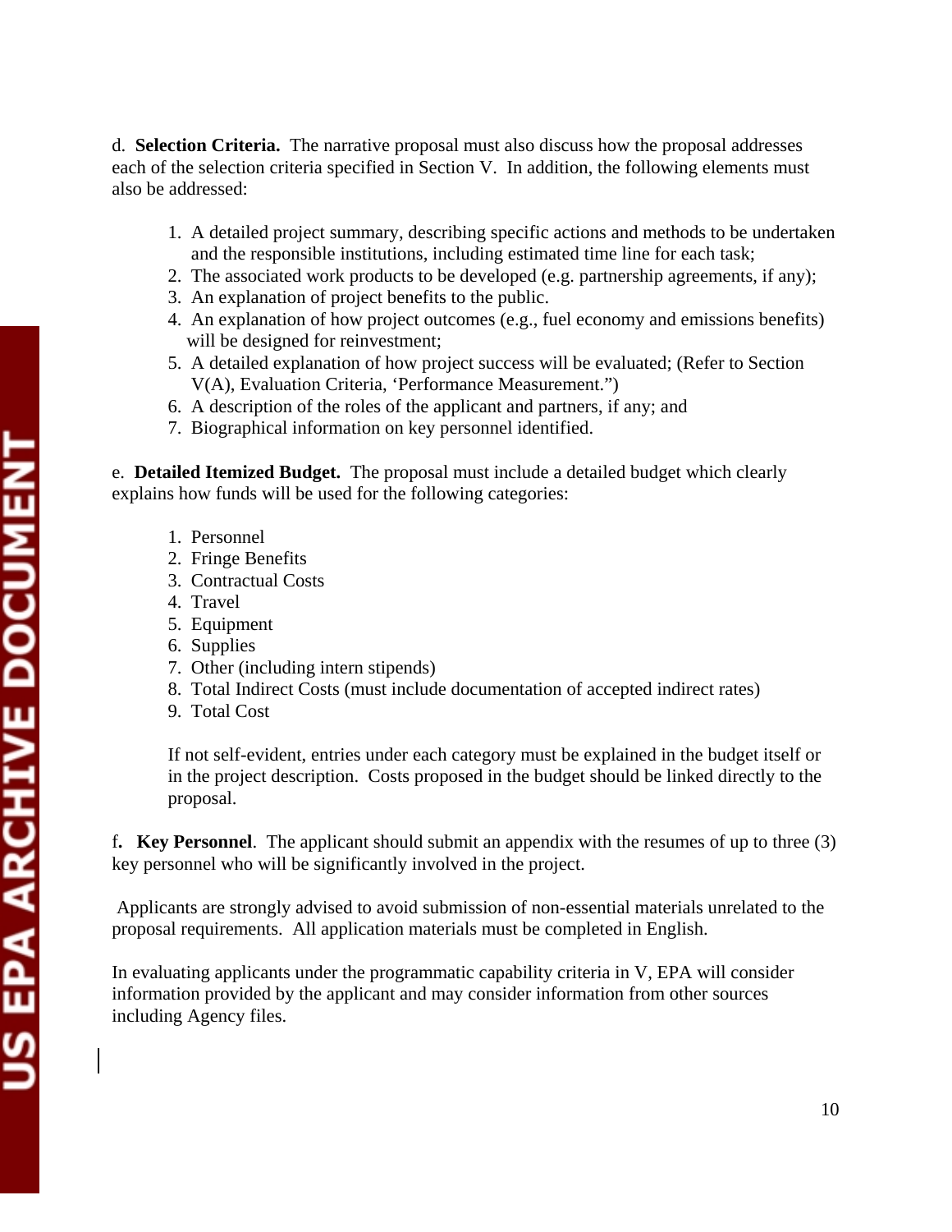d. **Selection Criteria.** The narrative proposal must also discuss how the proposal addresses each of the selection criteria specified in Section V. In addition, the following elements must also be addressed:

1. A detailed project summary, describing specific actions and methods to be undertaken and the responsible institutions, including estimated time line for each task;
2. The associated work products to be developed (e.g. partnership agreements, if any);
3. An explanation of project benefits to the public.
4. An explanation of how project outcomes (e.g., fuel economy and emissions benefits) will be designed for reinvestment;
5. A detailed explanation of how project success will be evaluated; (Refer to Section V(A), Evaluation Criteria, 'Performance Measurement.")
6. A description of the roles of the applicant and partners, if any; and
7. Biographical information on key personnel identified.

e. **Detailed Itemized Budget.** The proposal must include a detailed budget which clearly explains how funds will be used for the following categories:

1. Personnel
2. Fringe Benefits
3. Contractual Costs
4. Travel
5. Equipment
6. Supplies
7. Other (including intern stipends)
8. Total Indirect Costs (must include documentation of accepted indirect rates)
9. Total Cost

If not self-evident, entries under each category must be explained in the budget itself or in the project description. Costs proposed in the budget should be linked directly to the proposal.

f**. Key Personnel**. The applicant should submit an appendix with the resumes of up to three (3) key personnel who will be significantly involved in the project.

Applicants are strongly advised to avoid submission of non-essential materials unrelated to the proposal requirements. All application materials must be completed in English.

In evaluating applicants under the programmatic capability criteria in V, EPA will consider information provided by the applicant and may consider information from other sources including Agency files.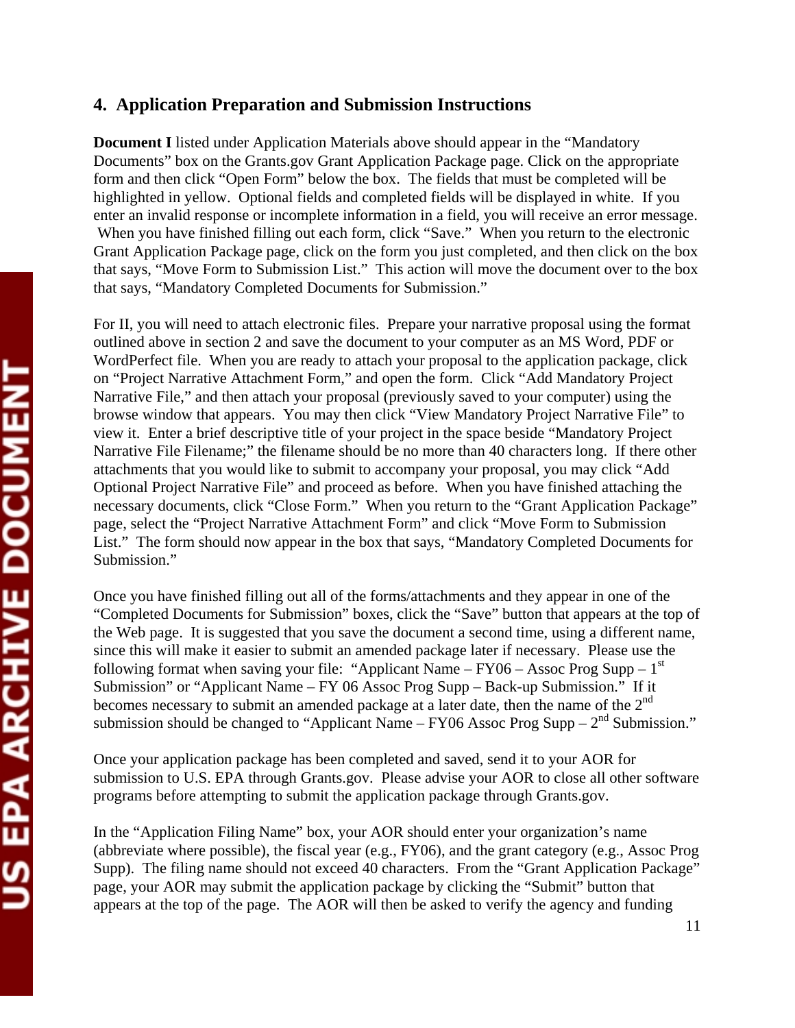## 4. Application Preparation and Submission Instructions

**Document I** listed under Application Materials above should appear in the "Mandatory Documents" box on the Grants.gov Grant Application Package page. Click on the appropriate form and then click "Open Form" below the box. The fields that must be completed will be highlighted in yellow. Optional fields and completed fields will be displayed in white. If you enter an invalid response or incomplete information in a field, you will receive an error message. When you have finished filling out each form, click "Save." When you return to the electronic Grant Application Package page, click on the form you just completed, and then click on the box that says, "Move Form to Submission List." This action will move the document over to the box that says, "Mandatory Completed Documents for Submission."

For II, you will need to attach electronic files. Prepare your narrative proposal using the format outlined above in section 2 and save the document to your computer as an MS Word, PDF or WordPerfect file. When you are ready to attach your proposal to the application package, click on "Project Narrative Attachment Form," and open the form. Click "Add Mandatory Project Narrative File," and then attach your proposal (previously saved to your computer) using the browse window that appears. You may then click "View Mandatory Project Narrative File" to view it. Enter a brief descriptive title of your project in the space beside "Mandatory Project Narrative File Filename;" the filename should be no more than 40 characters long. If there other attachments that you would like to submit to accompany your proposal, you may click "Add Optional Project Narrative File" and proceed as before. When you have finished attaching the necessary documents, click "Close Form." When you return to the "Grant Application Package" page, select the "Project Narrative Attachment Form" and click "Move Form to Submission List." The form should now appear in the box that says, "Mandatory Completed Documents for Submission."

Once you have finished filling out all of the forms/attachments and they appear in one of the "Completed Documents for Submission" boxes, click the "Save" button that appears at the top of the Web page. It is suggested that you save the document a second time, using a different name, since this will make it easier to submit an amended package later if necessary. Please use the following format when saving your file: "Applicant Name – FY06 – Assoc Prog Supp – 1st Submission" or "Applicant Name – FY 06 Assoc Prog Supp – Back-up Submission." If it becomes necessary to submit an amended package at a later date, then the name of the 2nd submission should be changed to "Applicant Name – FY06 Assoc Prog Supp – 2nd Submission."

Once your application package has been completed and saved, send it to your AOR for submission to U.S. EPA through Grants.gov. Please advise your AOR to close all other software programs before attempting to submit the application package through Grants.gov.

In the "Application Filing Name" box, your AOR should enter your organization's name (abbreviate where possible), the fiscal year (e.g., FY06), and the grant category (e.g., Assoc Prog Supp). The filing name should not exceed 40 characters. From the "Grant Application Package" page, your AOR may submit the application package by clicking the "Submit" button that appears at the top of the page. The AOR will then be asked to verify the agency and funding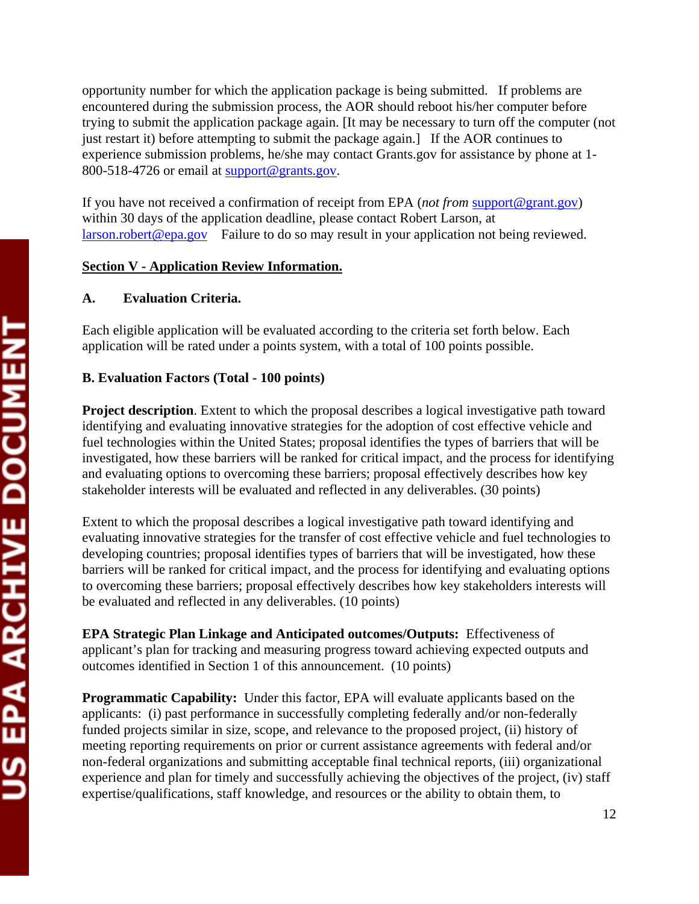opportunity number for which the application package is being submitted. If problems are encountered during the submission process, the AOR should reboot his/her computer before trying to submit the application package again. [It may be necessary to turn off the computer (not just restart it) before attempting to submit the package again.] If the AOR continues to experience submission problems, he/she may contact Grants.gov for assistance by phone at 1-800-518-4726 or email at support@grants.gov.

If you have not received a confirmation of receipt from EPA (*not from* support@grant.gov) within 30 days of the application deadline, please contact Robert Larson, at larson.robert@epa.gov Failure to do so may result in your application not being reviewed.

## Section V - Application Review Information.

### A. Evaluation Criteria.

Each eligible application will be evaluated according to the criteria set forth below. Each application will be rated under a points system, with a total of 100 points possible.

### B. Evaluation Factors (Total - 100 points)

**Project description**. Extent to which the proposal describes a logical investigative path toward identifying and evaluating innovative strategies for the adoption of cost effective vehicle and fuel technologies within the United States; proposal identifies the types of barriers that will be investigated, how these barriers will be ranked for critical impact, and the process for identifying and evaluating options to overcoming these barriers; proposal effectively describes how key stakeholder interests will be evaluated and reflected in any deliverables. (30 points)

Extent to which the proposal describes a logical investigative path toward identifying and evaluating innovative strategies for the transfer of cost effective vehicle and fuel technologies to developing countries; proposal identifies types of barriers that will be investigated, how these barriers will be ranked for critical impact, and the process for identifying and evaluating options to overcoming these barriers; proposal effectively describes how key stakeholders interests will be evaluated and reflected in any deliverables. (10 points)

**EPA Strategic Plan Linkage and Anticipated outcomes/Outputs:** Effectiveness of applicant's plan for tracking and measuring progress toward achieving expected outputs and outcomes identified in Section 1 of this announcement. (10 points)

**Programmatic Capability:** Under this factor, EPA will evaluate applicants based on the applicants: (i) past performance in successfully completing federally and/or non-federally funded projects similar in size, scope, and relevance to the proposed project, (ii) history of meeting reporting requirements on prior or current assistance agreements with federal and/or non-federal organizations and submitting acceptable final technical reports, (iii) organizational experience and plan for timely and successfully achieving the objectives of the project, (iv) staff expertise/qualifications, staff knowledge, and resources or the ability to obtain them, to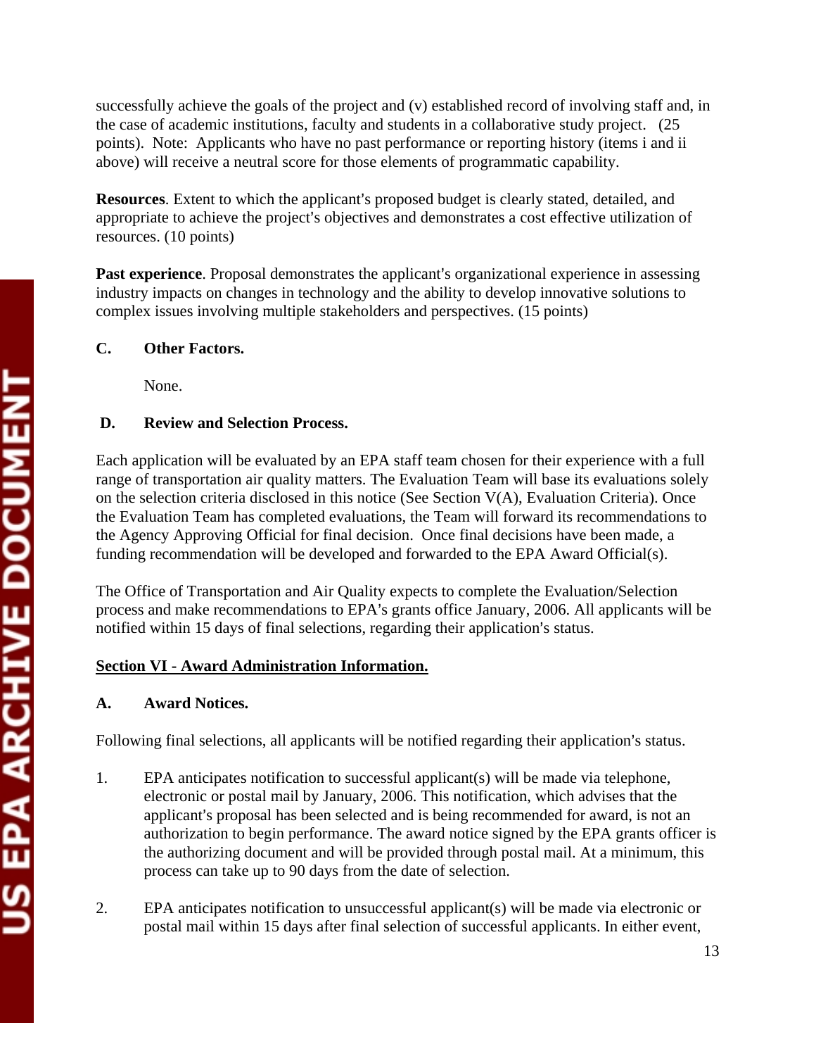successfully achieve the goals of the project and (v) established record of involving staff and, in the case of academic institutions, faculty and students in a collaborative study project. (25 points). Note: Applicants who have no past performance or reporting history (items i and ii above) will receive a neutral score for those elements of programmatic capability.

**Resources**. Extent to which the applicant's proposed budget is clearly stated, detailed, and appropriate to achieve the project's objectives and demonstrates a cost effective utilization of resources. (10 points)

**Past experience**. Proposal demonstrates the applicant's organizational experience in assessing industry impacts on changes in technology and the ability to develop innovative solutions to complex issues involving multiple stakeholders and perspectives. (15 points)

### C. Other Factors.

None.

### D. Review and Selection Process.

Each application will be evaluated by an EPA staff team chosen for their experience with a full range of transportation air quality matters. The Evaluation Team will base its evaluations solely on the selection criteria disclosed in this notice (See Section V(A), Evaluation Criteria). Once the Evaluation Team has completed evaluations, the Team will forward its recommendations to the Agency Approving Official for final decision. Once final decisions have been made, a funding recommendation will be developed and forwarded to the EPA Award Official(s).

The Office of Transportation and Air Quality expects to complete the Evaluation/Selection process and make recommendations to EPA's grants office January, 2006. All applicants will be notified within 15 days of final selections, regarding their application's status.

## Section VI - Award Administration Information.

### A. Award Notices.

Following final selections, all applicants will be notified regarding their application's status.

1. EPA anticipates notification to successful applicant(s) will be made via telephone, electronic or postal mail by January, 2006. This notification, which advises that the applicant's proposal has been selected and is being recommended for award, is not an authorization to begin performance. The award notice signed by the EPA grants officer is the authorizing document and will be provided through postal mail. At a minimum, this process can take up to 90 days from the date of selection.

2. EPA anticipates notification to unsuccessful applicant(s) will be made via electronic or postal mail within 15 days after final selection of successful applicants. In either event,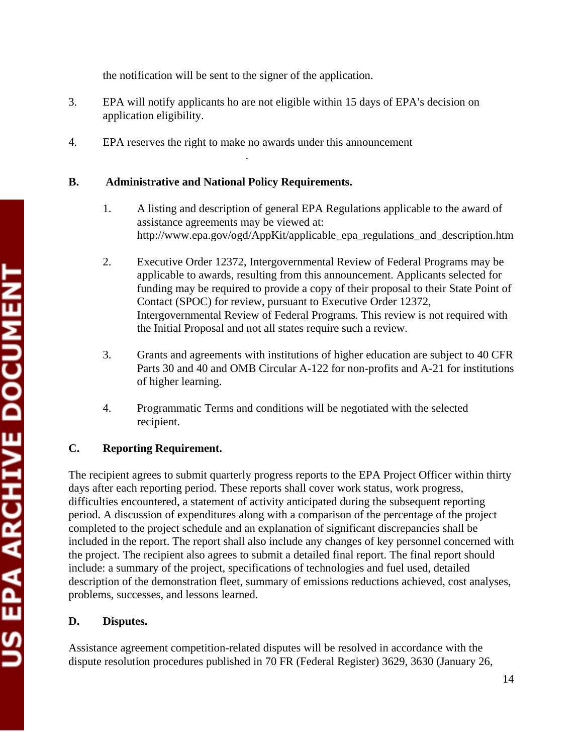the notification will be sent to the signer of the application.

3. EPA will notify applicants ho are not eligible within 15 days of EPA's decision on application eligibility.

4. EPA reserves the right to make no awards under this announcement

.

**B. Administrative and National Policy Requirements.**

1. A listing and description of general EPA Regulations applicable to the award of assistance agreements may be viewed at: http://www.epa.gov/ogd/AppKit/applicable_epa_regulations_and_description.htm

2. Executive Order 12372, Intergovernmental Review of Federal Programs may be applicable to awards, resulting from this announcement. Applicants selected for funding may be required to provide a copy of their proposal to their State Point of Contact (SPOC) for review, pursuant to Executive Order 12372, Intergovernmental Review of Federal Programs. This review is not required with the Initial Proposal and not all states require such a review.

3. Grants and agreements with institutions of higher education are subject to 40 CFR Parts 30 and 40 and OMB Circular A-122 for non-profits and A-21 for institutions of higher learning.

4. Programmatic Terms and conditions will be negotiated with the selected recipient.

**C. Reporting Requirement.**

The recipient agrees to submit quarterly progress reports to the EPA Project Officer within thirty days after each reporting period. These reports shall cover work status, work progress, difficulties encountered, a statement of activity anticipated during the subsequent reporting period. A discussion of expenditures along with a comparison of the percentage of the project completed to the project schedule and an explanation of significant discrepancies shall be included in the report. The report shall also include any changes of key personnel concerned with the project. The recipient also agrees to submit a detailed final report. The final report should include: a summary of the project, specifications of technologies and fuel used, detailed description of the demonstration fleet, summary of emissions reductions achieved, cost analyses, problems, successes, and lessons learned.

**D. Disputes.**

Assistance agreement competition-related disputes will be resolved in accordance with the dispute resolution procedures published in 70 FR (Federal Register) 3629, 3630 (January 26,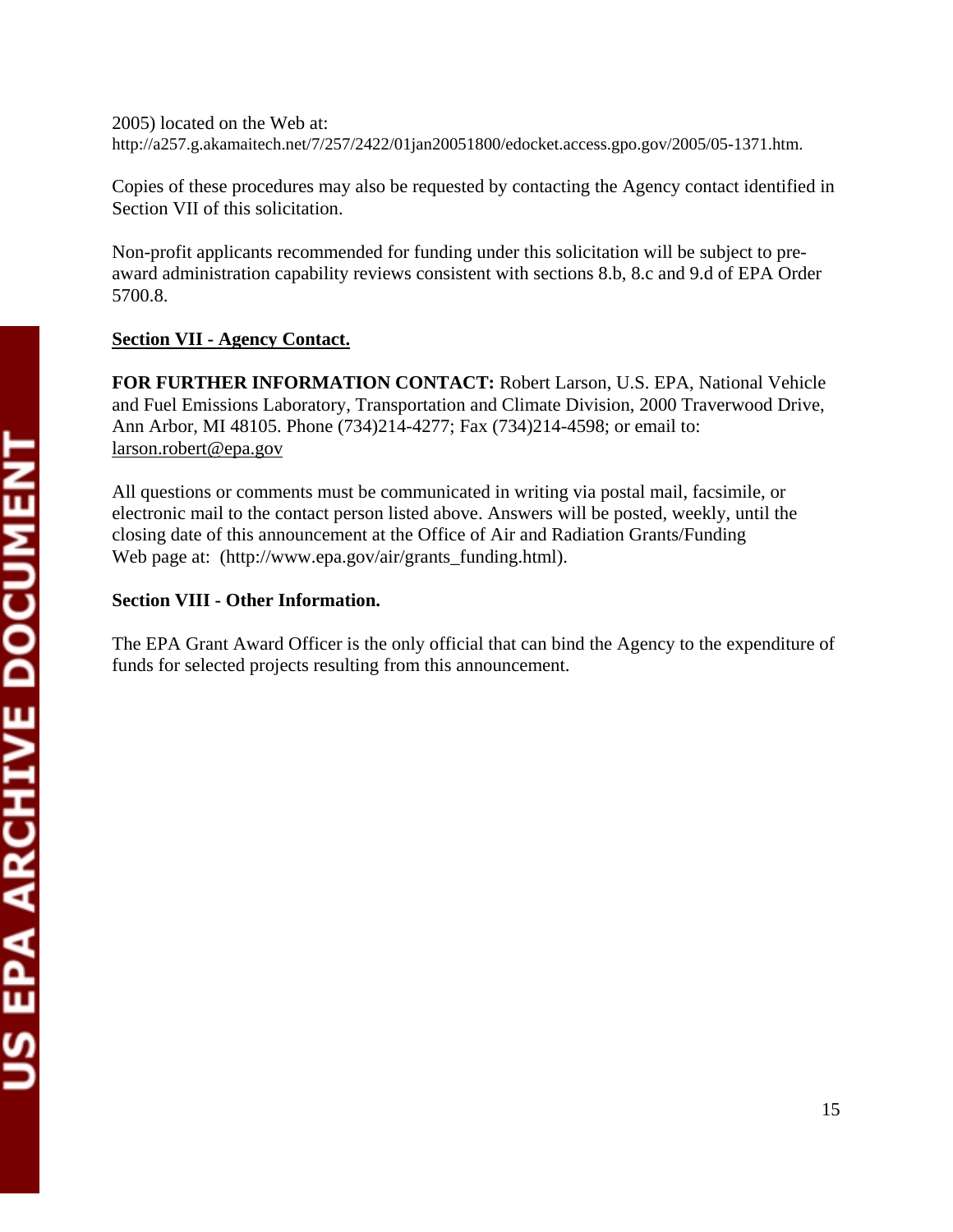2005) located on the Web at:
http://a257.g.akamaitech.net/7/257/2422/01jan20051800/edocket.access.gpo.gov/2005/05-1371.htm.

Copies of these procedures may also be requested by contacting the Agency contact identified in Section VII of this solicitation.

Non-profit applicants recommended for funding under this solicitation will be subject to pre-award administration capability reviews consistent with sections 8.b, 8.c and 9.d of EPA Order 5700.8.

## Section VII - Agency Contact.

**FOR FURTHER INFORMATION CONTACT:** Robert Larson, U.S. EPA, National Vehicle and Fuel Emissions Laboratory, Transportation and Climate Division, 2000 Traverwood Drive, Ann Arbor, MI 48105. Phone (734)214-4277; Fax (734)214-4598; or email to: larson.robert@epa.gov

All questions or comments must be communicated in writing via postal mail, facsimile, or electronic mail to the contact person listed above. Answers will be posted, weekly, until the closing date of this announcement at the Office of Air and Radiation Grants/Funding Web page at: (http://www.epa.gov/air/grants_funding.html).

## Section VIII - Other Information.

The EPA Grant Award Officer is the only official that can bind the Agency to the expenditure of funds for selected projects resulting from this announcement.